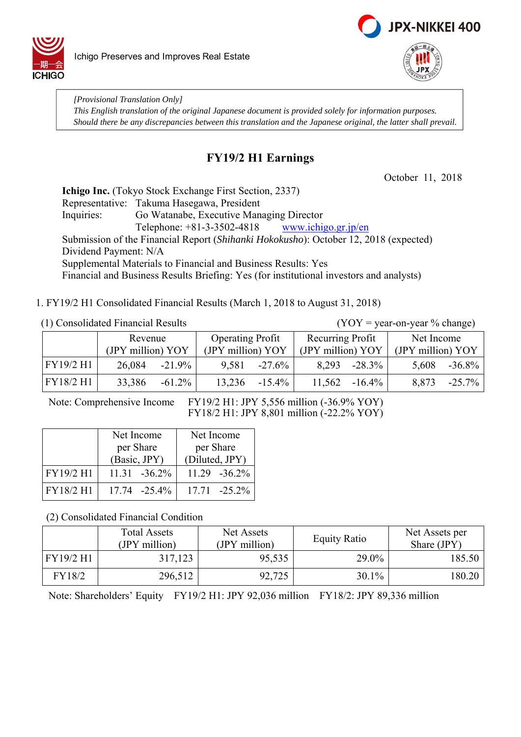Ichigo Preserves and Improves Real Estate

*[Provisional Translation Only]*
*This English translation of the original Japanese document is provided solely for information purposes.*
*Should there be any discrepancies between this translation and the Japanese original, the latter shall prevail.*

# FY19/2 H1 Earnings

October 11, 2018

**Ichigo Inc.** (Tokyo Stock Exchange First Section, 2337)
Representative: Takuma Hasegawa, President
Inquiries: Go Watanabe, Executive Managing Director
Telephone: +81-3-3502-4818 www.ichigo.gr.jp/en
Submission of the Financial Report (*Shihanki Hokokusho*): October 12, 2018 (expected)
Dividend Payment: N/A
Supplemental Materials to Financial and Business Results: Yes
Financial and Business Results Briefing: Yes (for institutional investors and analysts)

1. FY19/2 H1 Consolidated Financial Results (March 1, 2018 to August 31, 2018)

(1) Consolidated Financial Results (YOY = year-on-year % change)

| | Revenue (JPY million) | YOY | Operating Profit (JPY million) | YOY | Recurring Profit (JPY million) | YOY | Net Income (JPY million) | YOY |
|---|---|---|---|---|---|---|---|---|
| FY19/2 H1 | 26,084 | -21.9% | 9,581 | -27.6% | 8,293 | -28.3% | 5,608 | -36.8% |
| FY18/2 H1 | 33,386 | -61.2% | 13,236 | -15.4% | 11,562 | -16.4% | 8,873 | -25.7% |

Note: Comprehensive Income FY19/2 H1: JPY 5,556 million (-36.9% YOY)
FY18/2 H1: JPY 8,801 million (-22.2% YOY)

| | Net Income per Share (Basic, JPY) | | Net Income per Share (Diluted, JPY) | |
|---|---|---|---|---|
| FY19/2 H1 | 11.31 | -36.2% | 11.29 | -36.2% |
| FY18/2 H1 | 17.74 | -25.4% | 17.71 | -25.2% |

(2) Consolidated Financial Condition

| | Total Assets (JPY million) | Net Assets (JPY million) | Equity Ratio | Net Assets per Share (JPY) |
|---|---|---|---|---|
| FY19/2 H1 | 317,123 | 95,535 | 29.0% | 185.50 |
| FY18/2 | 296,512 | 92,725 | 30.1% | 180.20 |

Note: Shareholders' Equity FY19/2 H1: JPY 92,036 million FY18/2: JPY 89,336 million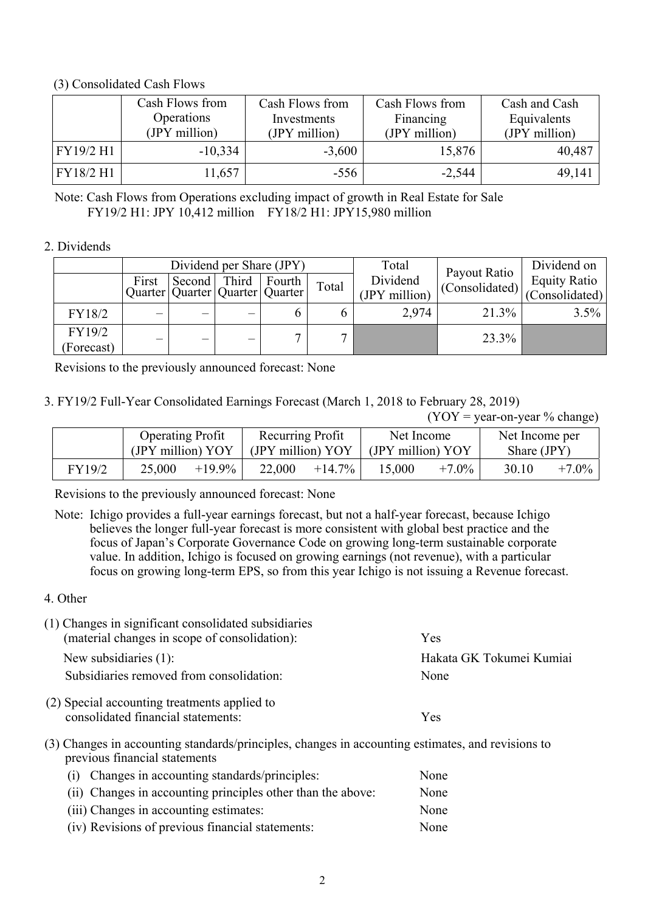(3) Consolidated Cash Flows

| | Cash Flows from Operations (JPY million) | Cash Flows from Investments (JPY million) | Cash Flows from Financing (JPY million) | Cash and Cash Equivalents (JPY million) |
|---|---|---|---|---|
| FY19/2 H1 | -10,334 | -3,600 | 15,876 | 40,487 |
| FY18/2 H1 | 11,657 | -556 | -2,544 | 49,141 |

Note: Cash Flows from Operations excluding impact of growth in Real Estate for Sale
FY19/2 H1: JPY 10,412 million FY18/2 H1: JPY15,980 million

2. Dividends

| | Dividend per Share (JPY) | | | | | Total Dividend (JPY million) | Payout Ratio (Consolidated) | Dividend on Equity Ratio (Consolidated) |
|---|---|---|---|---|---|---|---|---|
| | First Quarter | Second Quarter | Third Quarter | Fourth Quarter | Total | | | |
| FY18/2 | – | – | – | 6 | 6 | 2,974 | 21.3% | 3.5% |
| FY19/2 (Forecast) | – | – | – | 7 | 7 | | 23.3% | |

Revisions to the previously announced forecast: None

3. FY19/2 Full-Year Consolidated Earnings Forecast (March 1, 2018 to February 28, 2019)

(YOY = year-on-year % change)

| | Operating Profit (JPY million) | YOY | Recurring Profit (JPY million) | YOY | Net Income (JPY million) | YOY | Net Income per Share (JPY) | |
|---|---|---|---|---|---|---|---|---|
| FY19/2 | 25,000 | +19.9% | 22,000 | +14.7% | 15,000 | +7.0% | 30.10 | +7.0% |

Revisions to the previously announced forecast: None

Note: Ichigo provides a full-year earnings forecast, but not a half-year forecast, because Ichigo believes the longer full-year forecast is more consistent with global best practice and the focus of Japan's Corporate Governance Code on growing long-term sustainable corporate value. In addition, Ichigo is focused on growing earnings (not revenue), with a particular focus on growing long-term EPS, so from this year Ichigo is not issuing a Revenue forecast.

4. Other

(1) Changes in significant consolidated subsidiaries (material changes in scope of consolidation): Yes

New subsidiaries (1): Hakata GK Tokumei Kumiai

Subsidiaries removed from consolidation: None

(2) Special accounting treatments applied to consolidated financial statements: Yes

(3) Changes in accounting standards/principles, changes in accounting estimates, and revisions to previous financial statements

(i) Changes in accounting standards/principles: None

(ii) Changes in accounting principles other than the above: None

(iii) Changes in accounting estimates: None

(iv) Revisions of previous financial statements: None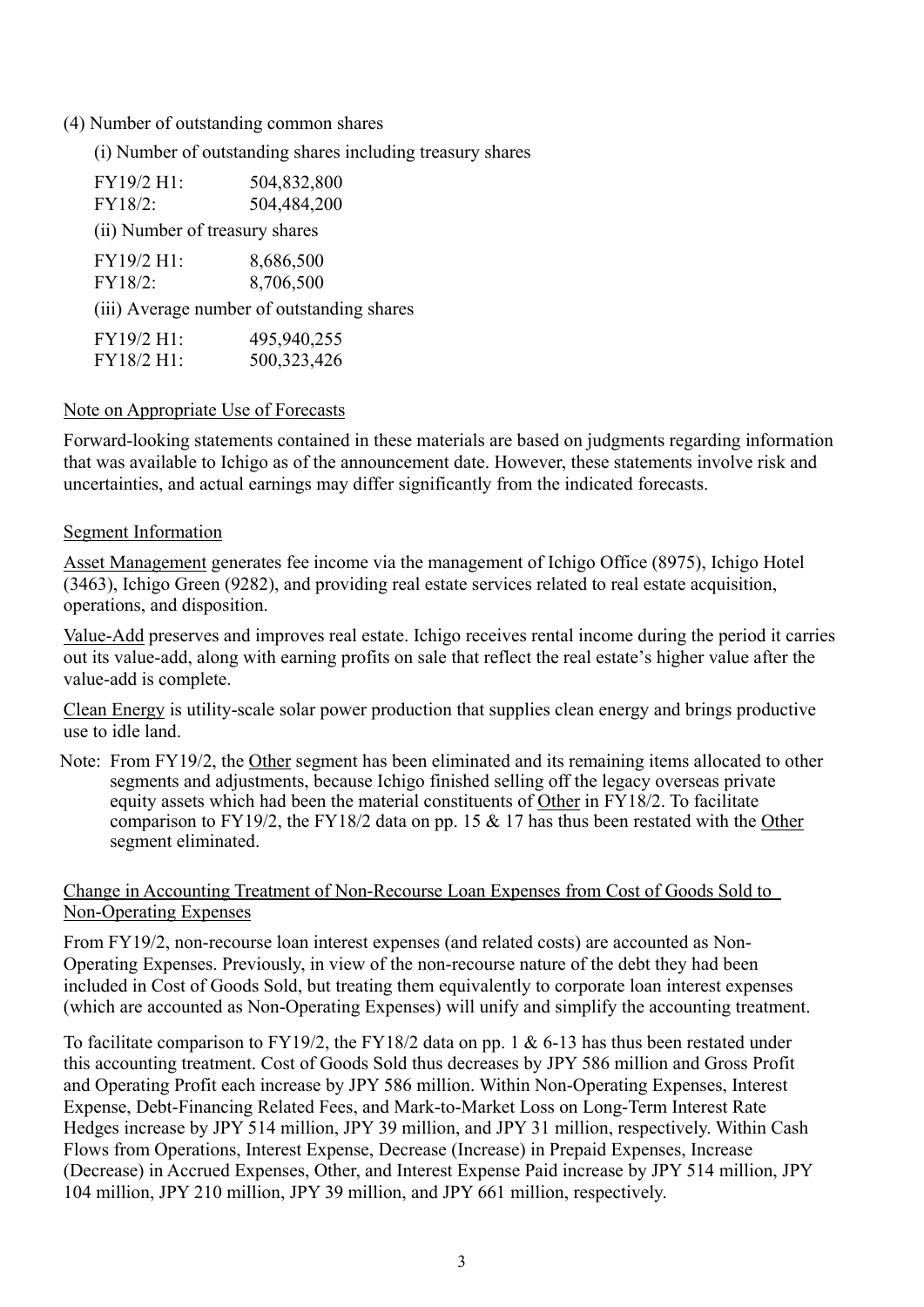(4) Number of outstanding common shares

(i) Number of outstanding shares including treasury shares

| | |
|---|---|
| FY19/2 H1: | 504,832,800 |
| FY18/2: | 504,484,200 |

(ii) Number of treasury shares

| | |
|---|---|
| FY19/2 H1: | 8,686,500 |
| FY18/2: | 8,706,500 |

(iii) Average number of outstanding shares

| | |
|---|---|
| FY19/2 H1: | 495,940,255 |
| FY18/2 H1: | 500,323,426 |

Note on Appropriate Use of Forecasts

Forward-looking statements contained in these materials are based on judgments regarding information that was available to Ichigo as of the announcement date. However, these statements involve risk and uncertainties, and actual earnings may differ significantly from the indicated forecasts.

Segment Information

Asset Management generates fee income via the management of Ichigo Office (8975), Ichigo Hotel (3463), Ichigo Green (9282), and providing real estate services related to real estate acquisition, operations, and disposition.

Value-Add preserves and improves real estate. Ichigo receives rental income during the period it carries out its value-add, along with earning profits on sale that reflect the real estate's higher value after the value-add is complete.

Clean Energy is utility-scale solar power production that supplies clean energy and brings productive use to idle land.

Note: From FY19/2, the Other segment has been eliminated and its remaining items allocated to other segments and adjustments, because Ichigo finished selling off the legacy overseas private equity assets which had been the material constituents of Other in FY18/2. To facilitate comparison to FY19/2, the FY18/2 data on pp. 15 & 17 has thus been restated with the Other segment eliminated.

Change in Accounting Treatment of Non-Recourse Loan Expenses from Cost of Goods Sold to Non-Operating Expenses

From FY19/2, non-recourse loan interest expenses (and related costs) are accounted as Non-Operating Expenses. Previously, in view of the non-recourse nature of the debt they had been included in Cost of Goods Sold, but treating them equivalently to corporate loan interest expenses (which are accounted as Non-Operating Expenses) will unify and simplify the accounting treatment.

To facilitate comparison to FY19/2, the FY18/2 data on pp. 1 & 6-13 has thus been restated under this accounting treatment. Cost of Goods Sold thus decreases by JPY 586 million and Gross Profit and Operating Profit each increase by JPY 586 million. Within Non-Operating Expenses, Interest Expense, Debt-Financing Related Fees, and Mark-to-Market Loss on Long-Term Interest Rate Hedges increase by JPY 514 million, JPY 39 million, and JPY 31 million, respectively. Within Cash Flows from Operations, Interest Expense, Decrease (Increase) in Prepaid Expenses, Increase (Decrease) in Accrued Expenses, Other, and Interest Expense Paid increase by JPY 514 million, JPY 104 million, JPY 210 million, JPY 39 million, and JPY 661 million, respectively.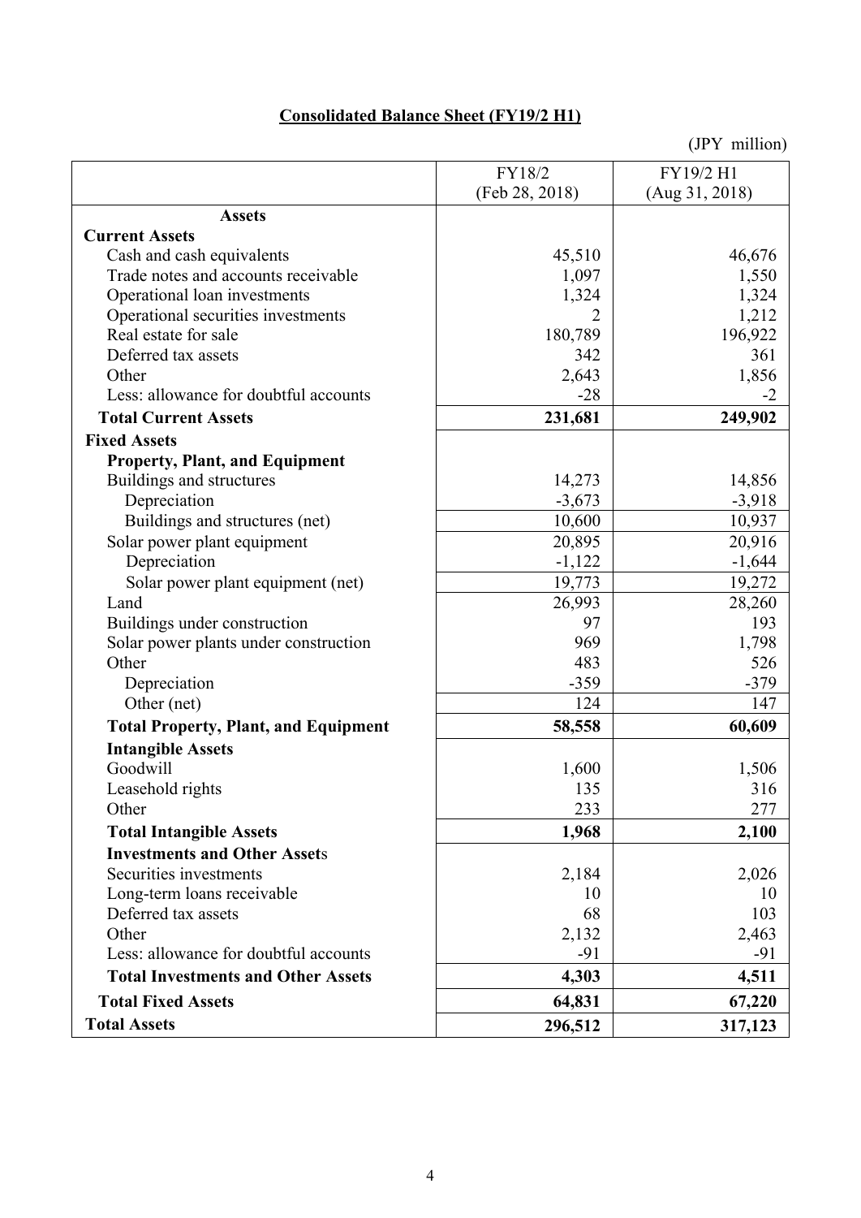## Consolidated Balance Sheet (FY19/2 H1)

(JPY million)

| | FY18/2 (Feb 28, 2018) | FY19/2 H1 (Aug 31, 2018) |
|---|---|---|
| **Assets** | | |
| **Current Assets** | | |
| Cash and cash equivalents | 45,510 | 46,676 |
| Trade notes and accounts receivable | 1,097 | 1,550 |
| Operational loan investments | 1,324 | 1,324 |
| Operational securities investments | 2 | 1,212 |
| Real estate for sale | 180,789 | 196,922 |
| Deferred tax assets | 342 | 361 |
| Other | 2,643 | 1,856 |
| Less: allowance for doubtful accounts | -28 | -2 |
| **Total Current Assets** | **231,681** | **249,902** |
| **Fixed Assets** | | |
| **Property, Plant, and Equipment** | | |
| Buildings and structures | 14,273 | 14,856 |
| Depreciation | -3,673 | -3,918 |
| Buildings and structures (net) | 10,600 | 10,937 |
| Solar power plant equipment | 20,895 | 20,916 |
| Depreciation | -1,122 | -1,644 |
| Solar power plant equipment (net) | 19,773 | 19,272 |
| Land | 26,993 | 28,260 |
| Buildings under construction | 97 | 193 |
| Solar power plants under construction | 969 | 1,798 |
| Other | 483 | 526 |
| Depreciation | -359 | -379 |
| Other (net) | 124 | 147 |
| **Total Property, Plant, and Equipment** | **58,558** | **60,609** |
| **Intangible Assets** | | |
| Goodwill | 1,600 | 1,506 |
| Leasehold rights | 135 | 316 |
| Other | 233 | 277 |
| **Total Intangible Assets** | **1,968** | **2,100** |
| **Investments and Other Assets** | | |
| Securities investments | 2,184 | 2,026 |
| Long-term loans receivable | 10 | 10 |
| Deferred tax assets | 68 | 103 |
| Other | 2,132 | 2,463 |
| Less: allowance for doubtful accounts | -91 | -91 |
| **Total Investments and Other Assets** | **4,303** | **4,511** |
| **Total Fixed Assets** | **64,831** | **67,220** |
| **Total Assets** | **296,512** | **317,123** |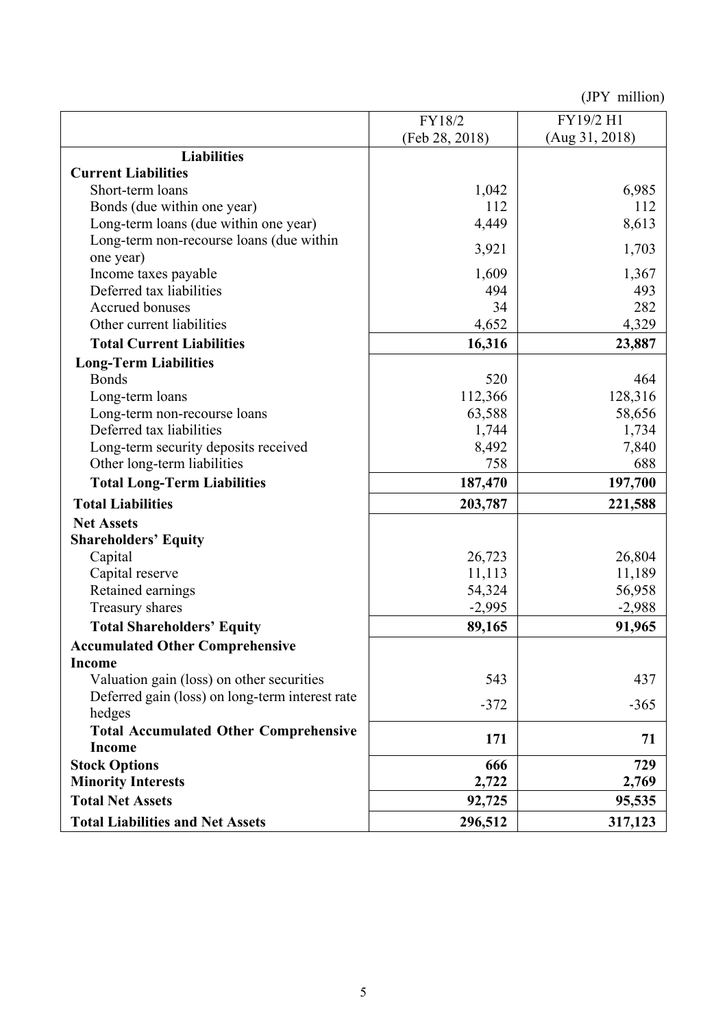(JPY million)

| | FY18/2 (Feb 28, 2018) | FY19/2 H1 (Aug 31, 2018) |
|---|---|---|
| **Liabilities** | | |
| **Current Liabilities** | | |
| Short-term loans | 1,042 | 6,985 |
| Bonds (due within one year) | 112 | 112 |
| Long-term loans (due within one year) | 4,449 | 8,613 |
| Long-term non-recourse loans (due within one year) | 3,921 | 1,703 |
| Income taxes payable | 1,609 | 1,367 |
| Deferred tax liabilities | 494 | 493 |
| Accrued bonuses | 34 | 282 |
| Other current liabilities | 4,652 | 4,329 |
| **Total Current Liabilities** | **16,316** | **23,887** |
| **Long-Term Liabilities** | | |
| Bonds | 520 | 464 |
| Long-term loans | 112,366 | 128,316 |
| Long-term non-recourse loans | 63,588 | 58,656 |
| Deferred tax liabilities | 1,744 | 1,734 |
| Long-term security deposits received | 8,492 | 7,840 |
| Other long-term liabilities | 758 | 688 |
| **Total Long-Term Liabilities** | **187,470** | **197,700** |
| **Total Liabilities** | **203,787** | **221,588** |
| **Net Assets** | | |
| **Shareholders' Equity** | | |
| Capital | 26,723 | 26,804 |
| Capital reserve | 11,113 | 11,189 |
| Retained earnings | 54,324 | 56,958 |
| Treasury shares | -2,995 | -2,988 |
| **Total Shareholders' Equity** | **89,165** | **91,965** |
| **Accumulated Other Comprehensive Income** | | |
| Valuation gain (loss) on other securities | 543 | 437 |
| Deferred gain (loss) on long-term interest rate hedges | -372 | -365 |
| **Total Accumulated Other Comprehensive Income** | **171** | **71** |
| **Stock Options** | **666** | **729** |
| **Minority Interests** | **2,722** | **2,769** |
| **Total Net Assets** | **92,725** | **95,535** |
| **Total Liabilities and Net Assets** | **296,512** | **317,123** |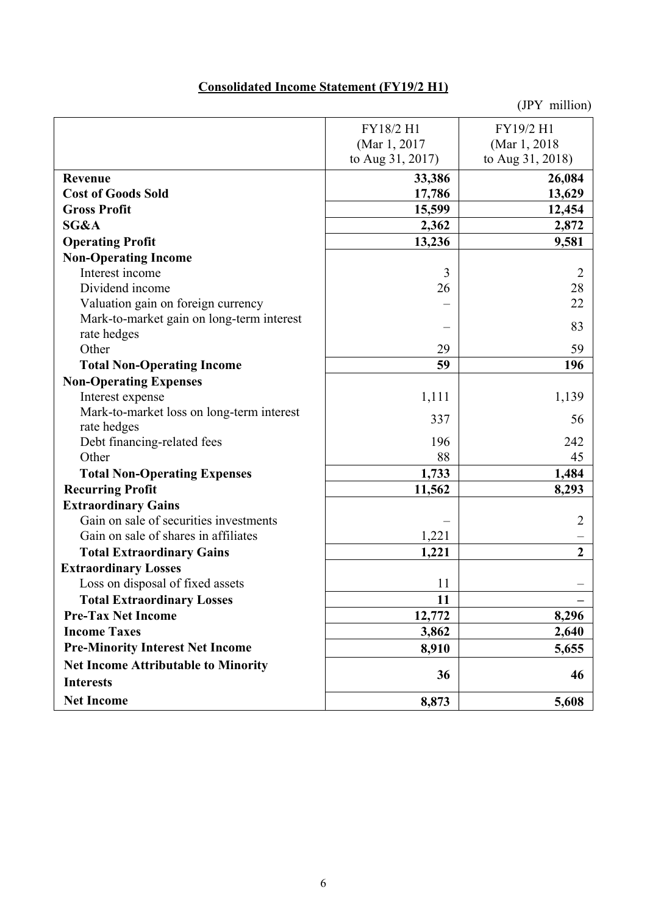**Consolidated Income Statement (FY19/2 H1)**

(JPY million)

| | FY18/2 H1 (Mar 1, 2017 to Aug 31, 2017) | FY19/2 H1 (Mar 1, 2018 to Aug 31, 2018) |
|---|---|---|
| **Revenue** | **33,386** | **26,084** |
| **Cost of Goods Sold** | **17,786** | **13,629** |
| **Gross Profit** | **15,599** | **12,454** |
| **SG&A** | **2,362** | **2,872** |
| **Operating Profit** | **13,236** | **9,581** |
| **Non-Operating Income** | | |
| Interest income | 3 | 2 |
| Dividend income | 26 | 28 |
| Valuation gain on foreign currency | – | 22 |
| Mark-to-market gain on long-term interest rate hedges | – | 83 |
| Other | 29 | 59 |
| **Total Non-Operating Income** | **59** | **196** |
| **Non-Operating Expenses** | | |
| Interest expense | 1,111 | 1,139 |
| Mark-to-market loss on long-term interest rate hedges | 337 | 56 |
| Debt financing-related fees | 196 | 242 |
| Other | 88 | 45 |
| **Total Non-Operating Expenses** | **1,733** | **1,484** |
| **Recurring Profit** | **11,562** | **8,293** |
| **Extraordinary Gains** | | |
| Gain on sale of securities investments | – | 2 |
| Gain on sale of shares in affiliates | 1,221 | – |
| **Total Extraordinary Gains** | **1,221** | **2** |
| **Extraordinary Losses** | | |
| Loss on disposal of fixed assets | 11 | – |
| **Total Extraordinary Losses** | **11** | **–** |
| **Pre-Tax Net Income** | **12,772** | **8,296** |
| **Income Taxes** | **3,862** | **2,640** |
| **Pre-Minority Interest Net Income** | **8,910** | **5,655** |
| **Net Income Attributable to Minority Interests** | **36** | **46** |
| **Net Income** | **8,873** | **5,608** |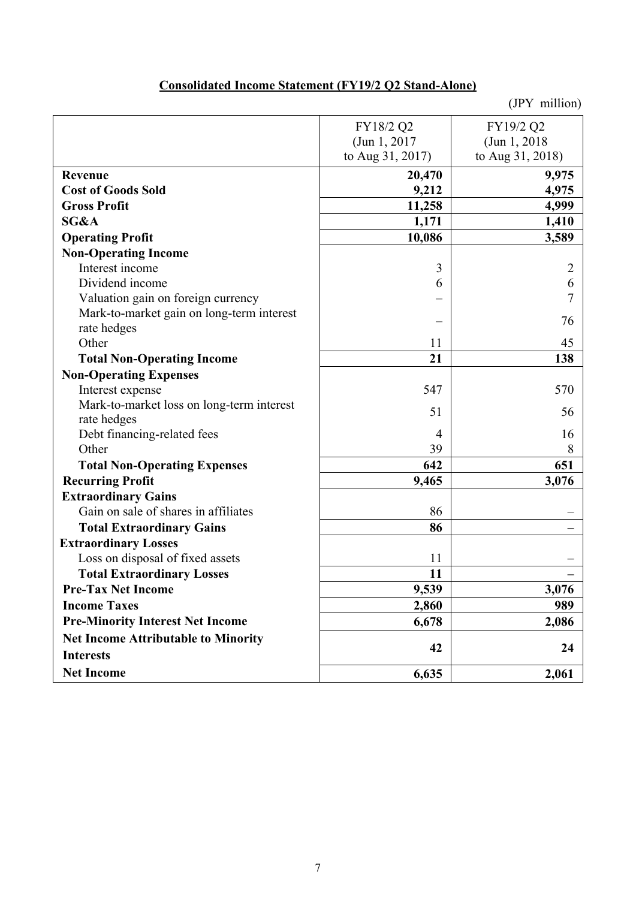## Consolidated Income Statement (FY19/2 Q2 Stand-Alone)

(JPY million)

| | FY18/2 Q2 (Jun 1, 2017 to Aug 31, 2017) | FY19/2 Q2 (Jun 1, 2018 to Aug 31, 2018) |
|---|---|---|
| **Revenue** | **20,470** | **9,975** |
| **Cost of Goods Sold** | **9,212** | **4,975** |
| **Gross Profit** | **11,258** | **4,999** |
| **SG&A** | **1,171** | **1,410** |
| **Operating Profit** | **10,086** | **3,589** |
| **Non-Operating Income** | | |
| Interest income | 3 | 2 |
| Dividend income | 6 | 6 |
| Valuation gain on foreign currency | – | 7 |
| Mark-to-market gain on long-term interest rate hedges | – | 76 |
| Other | 11 | 45 |
| **Total Non-Operating Income** | **21** | **138** |
| **Non-Operating Expenses** | | |
| Interest expense | 547 | 570 |
| Mark-to-market loss on long-term interest rate hedges | 51 | 56 |
| Debt financing-related fees | 4 | 16 |
| Other | 39 | 8 |
| **Total Non-Operating Expenses** | **642** | **651** |
| **Recurring Profit** | **9,465** | **3,076** |
| **Extraordinary Gains** | | |
| Gain on sale of shares in affiliates | 86 | – |
| **Total Extraordinary Gains** | **86** | **–** |
| **Extraordinary Losses** | | |
| Loss on disposal of fixed assets | 11 | – |
| **Total Extraordinary Losses** | **11** | **–** |
| **Pre-Tax Net Income** | **9,539** | **3,076** |
| **Income Taxes** | **2,860** | **989** |
| **Pre-Minority Interest Net Income** | **6,678** | **2,086** |
| **Net Income Attributable to Minority Interests** | **42** | **24** |
| **Net Income** | **6,635** | **2,061** |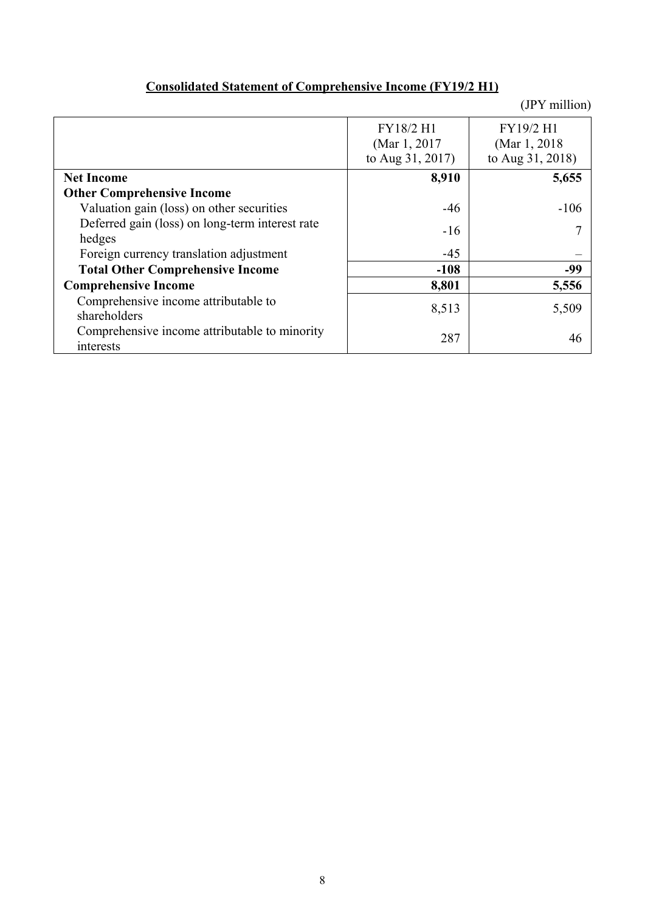## Consolidated Statement of Comprehensive Income (FY19/2 H1)

(JPY million)

| | FY18/2 H1 (Mar 1, 2017 to Aug 31, 2017) | FY19/2 H1 (Mar 1, 2018 to Aug 31, 2018) |
|---|---|---|
| **Net Income** | **8,910** | **5,655** |
| **Other Comprehensive Income** | | |
| Valuation gain (loss) on other securities | -46 | -106 |
| Deferred gain (loss) on long-term interest rate hedges | -16 | 7 |
| Foreign currency translation adjustment | -45 | – |
| **Total Other Comprehensive Income** | **-108** | **-99** |
| **Comprehensive Income** | **8,801** | **5,556** |
| Comprehensive income attributable to shareholders | 8,513 | 5,509 |
| Comprehensive income attributable to minority interests | 287 | 46 |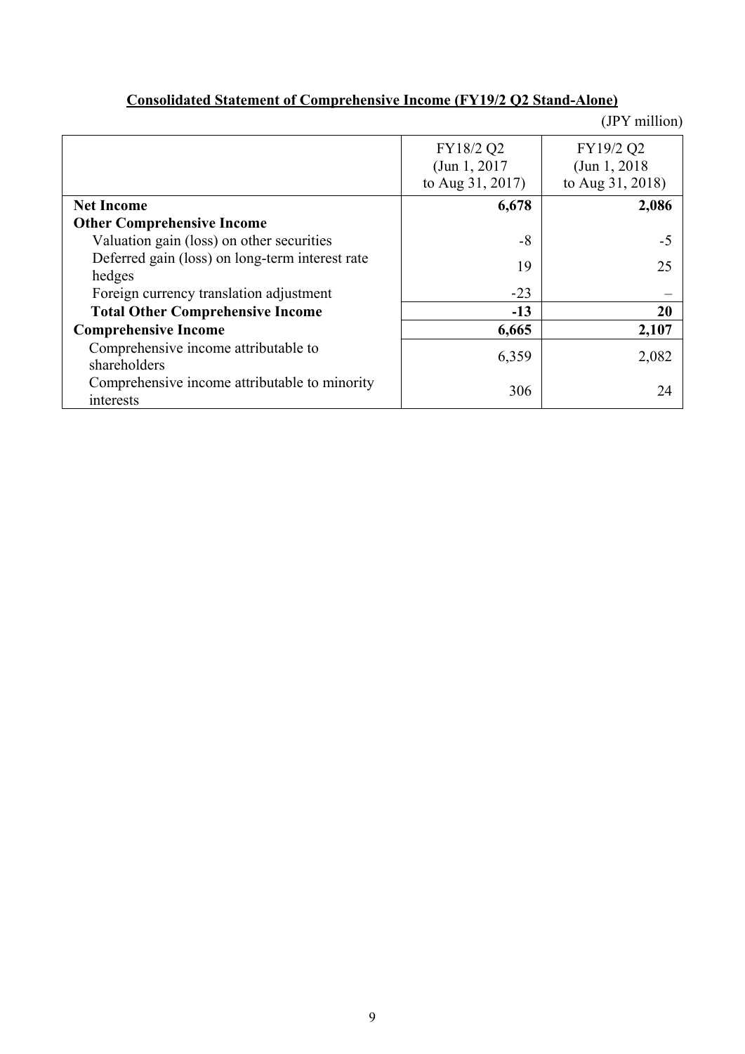## Consolidated Statement of Comprehensive Income (FY19/2 Q2 Stand-Alone)

(JPY million)

| | FY18/2 Q2 (Jun 1, 2017 to Aug 31, 2017) | FY19/2 Q2 (Jun 1, 2018 to Aug 31, 2018) |
|---|---|---|
| **Net Income** | **6,678** | **2,086** |
| **Other Comprehensive Income** | | |
| Valuation gain (loss) on other securities | -8 | -5 |
| Deferred gain (loss) on long-term interest rate hedges | 19 | 25 |
| Foreign currency translation adjustment | -23 | – |
| **Total Other Comprehensive Income** | **-13** | **20** |
| **Comprehensive Income** | **6,665** | **2,107** |
| Comprehensive income attributable to shareholders | 6,359 | 2,082 |
| Comprehensive income attributable to minority interests | 306 | 24 |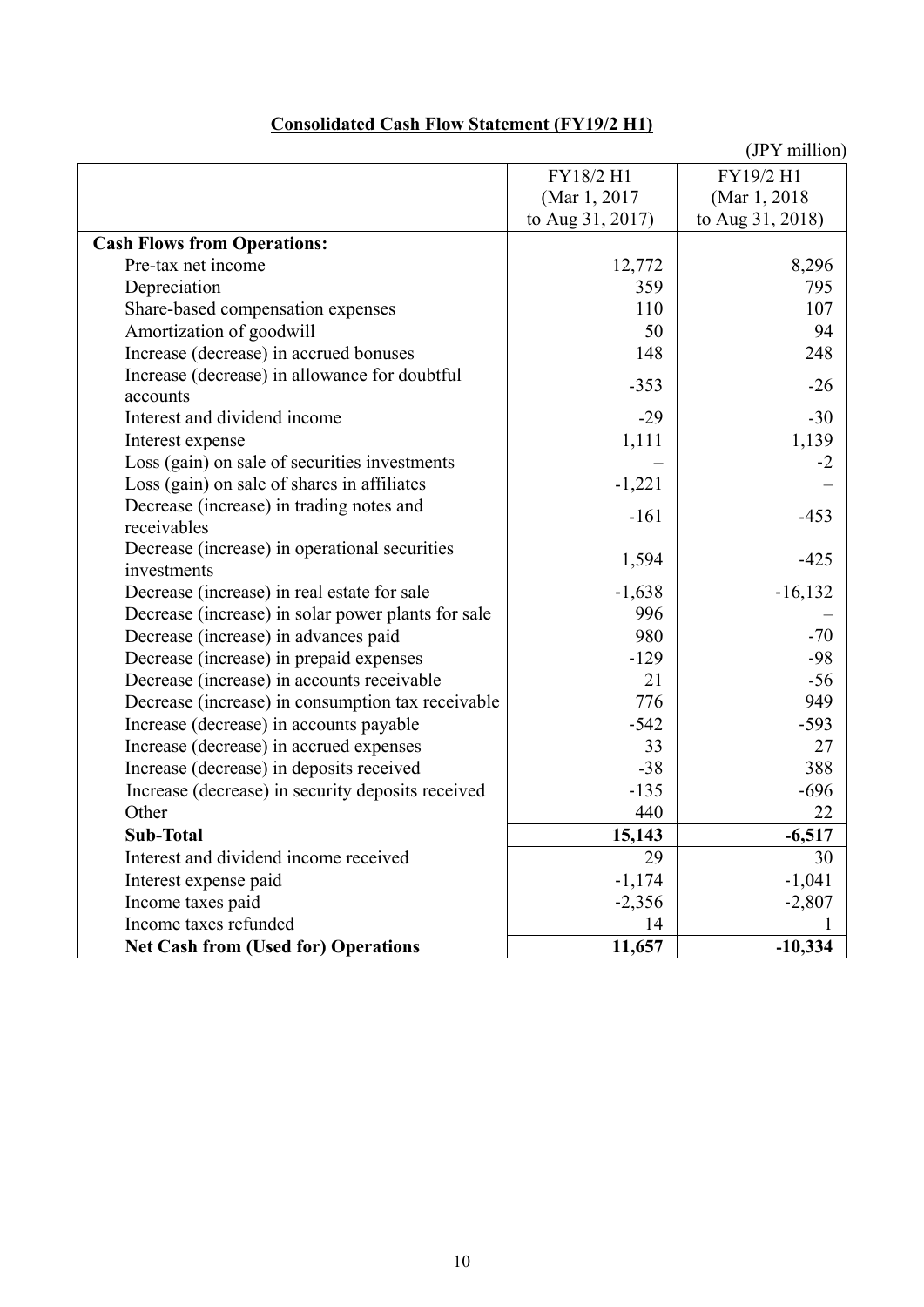## Consolidated Cash Flow Statement (FY19/2 H1)

(JPY million)

| | FY18/2 H1 (Mar 1, 2017 to Aug 31, 2017) | FY19/2 H1 (Mar 1, 2018 to Aug 31, 2018) |
|---|---|---|
| **Cash Flows from Operations:** | | |
| Pre-tax net income | 12,772 | 8,296 |
| Depreciation | 359 | 795 |
| Share-based compensation expenses | 110 | 107 |
| Amortization of goodwill | 50 | 94 |
| Increase (decrease) in accrued bonuses | 148 | 248 |
| Increase (decrease) in allowance for doubtful accounts | -353 | -26 |
| Interest and dividend income | -29 | -30 |
| Interest expense | 1,111 | 1,139 |
| Loss (gain) on sale of securities investments | – | -2 |
| Loss (gain) on sale of shares in affiliates | -1,221 | – |
| Decrease (increase) in trading notes and receivables | -161 | -453 |
| Decrease (increase) in operational securities investments | 1,594 | -425 |
| Decrease (increase) in real estate for sale | -1,638 | -16,132 |
| Decrease (increase) in solar power plants for sale | 996 | – |
| Decrease (increase) in advances paid | 980 | -70 |
| Decrease (increase) in prepaid expenses | -129 | -98 |
| Decrease (increase) in accounts receivable | 21 | -56 |
| Decrease (increase) in consumption tax receivable | 776 | 949 |
| Increase (decrease) in accounts payable | -542 | -593 |
| Increase (decrease) in accrued expenses | 33 | 27 |
| Increase (decrease) in deposits received | -38 | 388 |
| Increase (decrease) in security deposits received | -135 | -696 |
| Other | 440 | 22 |
| **Sub-Total** | **15,143** | **-6,517** |
| Interest and dividend income received | 29 | 30 |
| Interest expense paid | -1,174 | -1,041 |
| Income taxes paid | -2,356 | -2,807 |
| Income taxes refunded | 14 | 1 |
| **Net Cash from (Used for) Operations** | **11,657** | **-10,334** |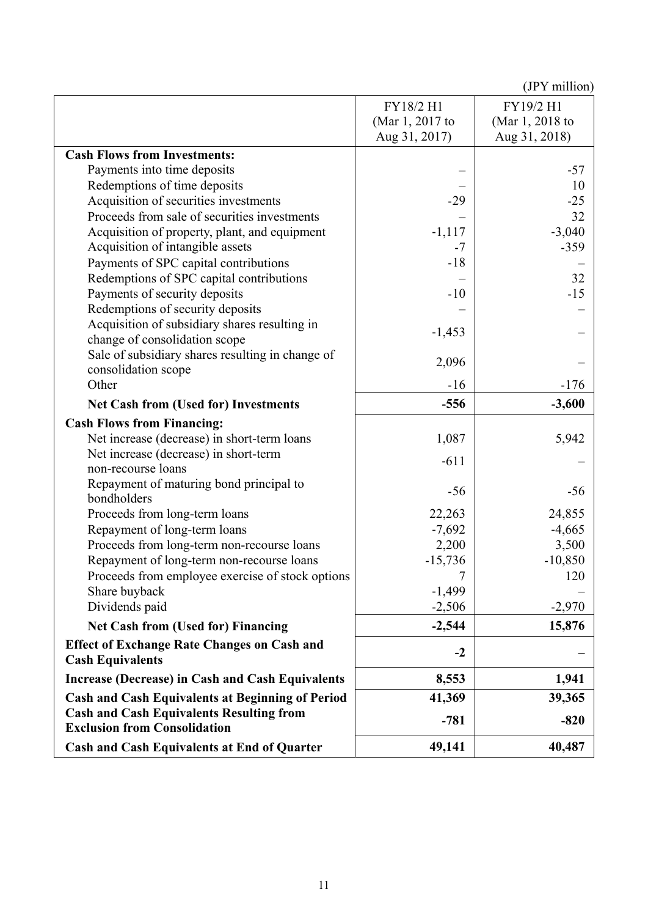(JPY million)

| | FY18/2 H1 (Mar 1, 2017 to Aug 31, 2017) | FY19/2 H1 (Mar 1, 2018 to Aug 31, 2018) |
|---|---|---|
| **Cash Flows from Investments:** | | |
| Payments into time deposits | – | -57 |
| Redemptions of time deposits | – | 10 |
| Acquisition of securities investments | -29 | -25 |
| Proceeds from sale of securities investments | – | 32 |
| Acquisition of property, plant, and equipment | -1,117 | -3,040 |
| Acquisition of intangible assets | -7 | -359 |
| Payments of SPC capital contributions | -18 | – |
| Redemptions of SPC capital contributions | – | 32 |
| Payments of security deposits | -10 | -15 |
| Redemptions of security deposits | – | – |
| Acquisition of subsidiary shares resulting in change of consolidation scope | -1,453 | – |
| Sale of subsidiary shares resulting in change of consolidation scope | 2,096 | – |
| Other | -16 | -176 |
| **Net Cash from (Used for) Investments** | **-556** | **-3,600** |
| **Cash Flows from Financing:** | | |
| Net increase (decrease) in short-term loans | 1,087 | 5,942 |
| Net increase (decrease) in short-term non-recourse loans | -611 | – |
| Repayment of maturing bond principal to bondholders | -56 | -56 |
| Proceeds from long-term loans | 22,263 | 24,855 |
| Repayment of long-term loans | -7,692 | -4,665 |
| Proceeds from long-term non-recourse loans | 2,200 | 3,500 |
| Repayment of long-term non-recourse loans | -15,736 | -10,850 |
| Proceeds from employee exercise of stock options | 7 | 120 |
| Share buyback | -1,499 | – |
| Dividends paid | -2,506 | -2,970 |
| **Net Cash from (Used for) Financing** | **-2,544** | **15,876** |
| **Effect of Exchange Rate Changes on Cash and Cash Equivalents** | **-2** | **–** |
| **Increase (Decrease) in Cash and Cash Equivalents** | **8,553** | **1,941** |
| **Cash and Cash Equivalents at Beginning of Period** | **41,369** | **39,365** |
| **Cash and Cash Equivalents Resulting from Exclusion from Consolidation** | **-781** | **-820** |
| **Cash and Cash Equivalents at End of Quarter** | **49,141** | **40,487** |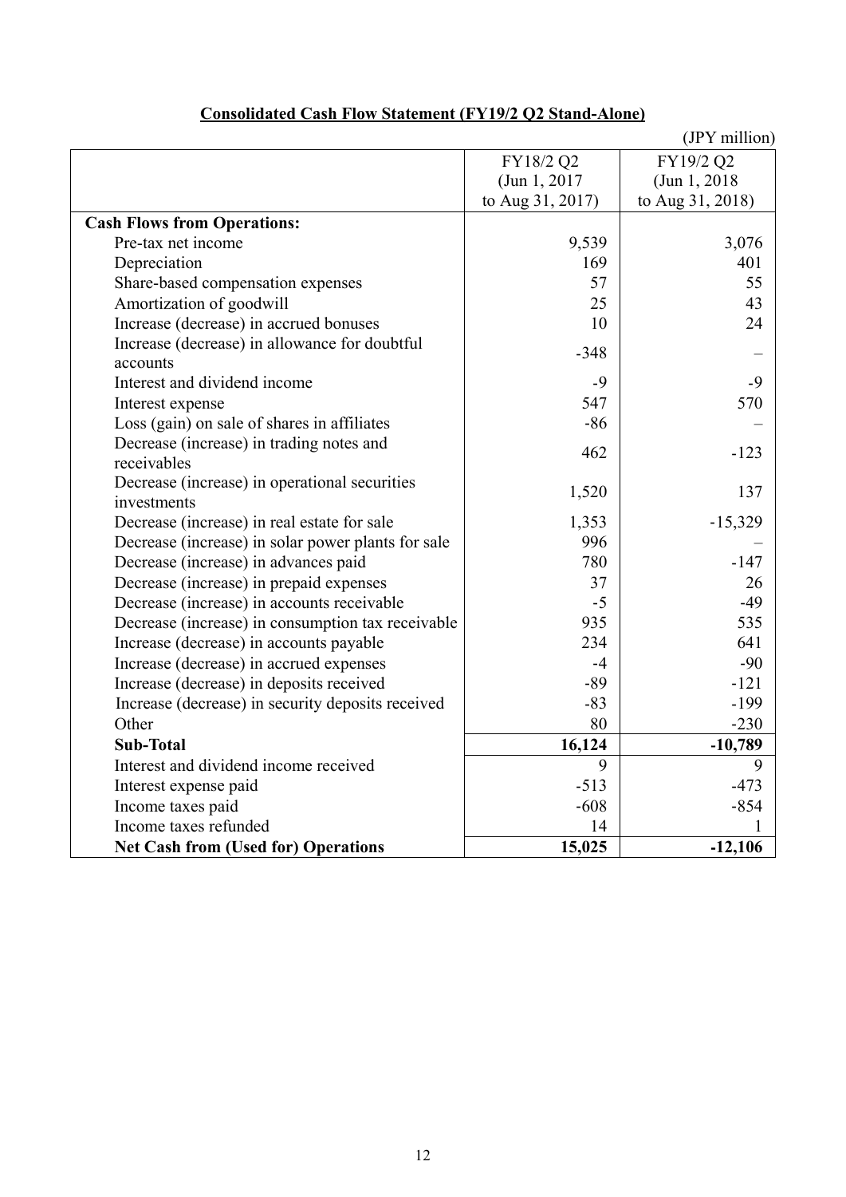## Consolidated Cash Flow Statement (FY19/2 Q2 Stand-Alone)

(JPY million)

| | FY18/2 Q2 (Jun 1, 2017 to Aug 31, 2017) | FY19/2 Q2 (Jun 1, 2018 to Aug 31, 2018) |
|---|---|---|
| **Cash Flows from Operations:** | | |
| Pre-tax net income | 9,539 | 3,076 |
| Depreciation | 169 | 401 |
| Share-based compensation expenses | 57 | 55 |
| Amortization of goodwill | 25 | 43 |
| Increase (decrease) in accrued bonuses | 10 | 24 |
| Increase (decrease) in allowance for doubtful accounts | -348 | – |
| Interest and dividend income | -9 | -9 |
| Interest expense | 547 | 570 |
| Loss (gain) on sale of shares in affiliates | -86 | – |
| Decrease (increase) in trading notes and receivables | 462 | -123 |
| Decrease (increase) in operational securities investments | 1,520 | 137 |
| Decrease (increase) in real estate for sale | 1,353 | -15,329 |
| Decrease (increase) in solar power plants for sale | 996 | – |
| Decrease (increase) in advances paid | 780 | -147 |
| Decrease (increase) in prepaid expenses | 37 | 26 |
| Decrease (increase) in accounts receivable | -5 | -49 |
| Decrease (increase) in consumption tax receivable | 935 | 535 |
| Increase (decrease) in accounts payable | 234 | 641 |
| Increase (decrease) in accrued expenses | -4 | -90 |
| Increase (decrease) in deposits received | -89 | -121 |
| Increase (decrease) in security deposits received | -83 | -199 |
| Other | 80 | -230 |
| **Sub-Total** | **16,124** | **-10,789** |
| Interest and dividend income received | 9 | 9 |
| Interest expense paid | -513 | -473 |
| Income taxes paid | -608 | -854 |
| Income taxes refunded | 14 | 1 |
| **Net Cash from (Used for) Operations** | **15,025** | **-12,106** |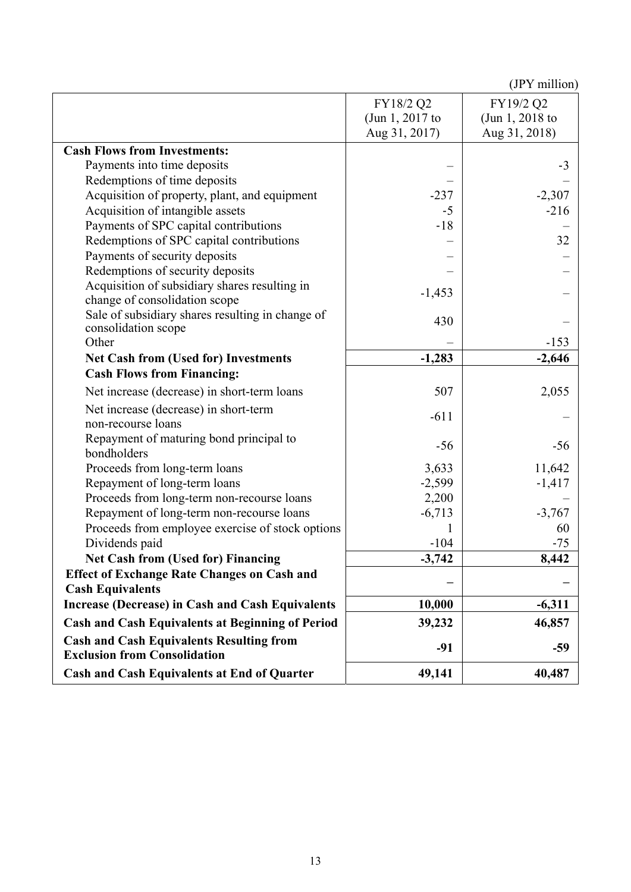(JPY million)

| | FY18/2 Q2 (Jun 1, 2017 to Aug 31, 2017) | FY19/2 Q2 (Jun 1, 2018 to Aug 31, 2018) |
|---|---|---|
| **Cash Flows from Investments:** | | |
| Payments into time deposits | – | -3 |
| Redemptions of time deposits | – | – |
| Acquisition of property, plant, and equipment | -237 | -2,307 |
| Acquisition of intangible assets | -5 | -216 |
| Payments of SPC capital contributions | -18 | – |
| Redemptions of SPC capital contributions | – | 32 |
| Payments of security deposits | – | – |
| Redemptions of security deposits | – | – |
| Acquisition of subsidiary shares resulting in change of consolidation scope | -1,453 | – |
| Sale of subsidiary shares resulting in change of consolidation scope | 430 | – |
| Other | – | -153 |
| **Net Cash from (Used for) Investments** | **-1,283** | **-2,646** |
| **Cash Flows from Financing:** | | |
| Net increase (decrease) in short-term loans | 507 | 2,055 |
| Net increase (decrease) in short-term non-recourse loans | -611 | – |
| Repayment of maturing bond principal to bondholders | -56 | -56 |
| Proceeds from long-term loans | 3,633 | 11,642 |
| Repayment of long-term loans | -2,599 | -1,417 |
| Proceeds from long-term non-recourse loans | 2,200 | – |
| Repayment of long-term non-recourse loans | -6,713 | -3,767 |
| Proceeds from employee exercise of stock options | 1 | 60 |
| Dividends paid | -104 | -75 |
| **Net Cash from (Used for) Financing** | **-3,742** | **8,442** |
| **Effect of Exchange Rate Changes on Cash and Cash Equivalents** | **–** | **–** |
| **Increase (Decrease) in Cash and Cash Equivalents** | **10,000** | **-6,311** |
| **Cash and Cash Equivalents at Beginning of Period** | **39,232** | **46,857** |
| **Cash and Cash Equivalents Resulting from Exclusion from Consolidation** | **-91** | **-59** |
| **Cash and Cash Equivalents at End of Quarter** | **49,141** | **40,487** |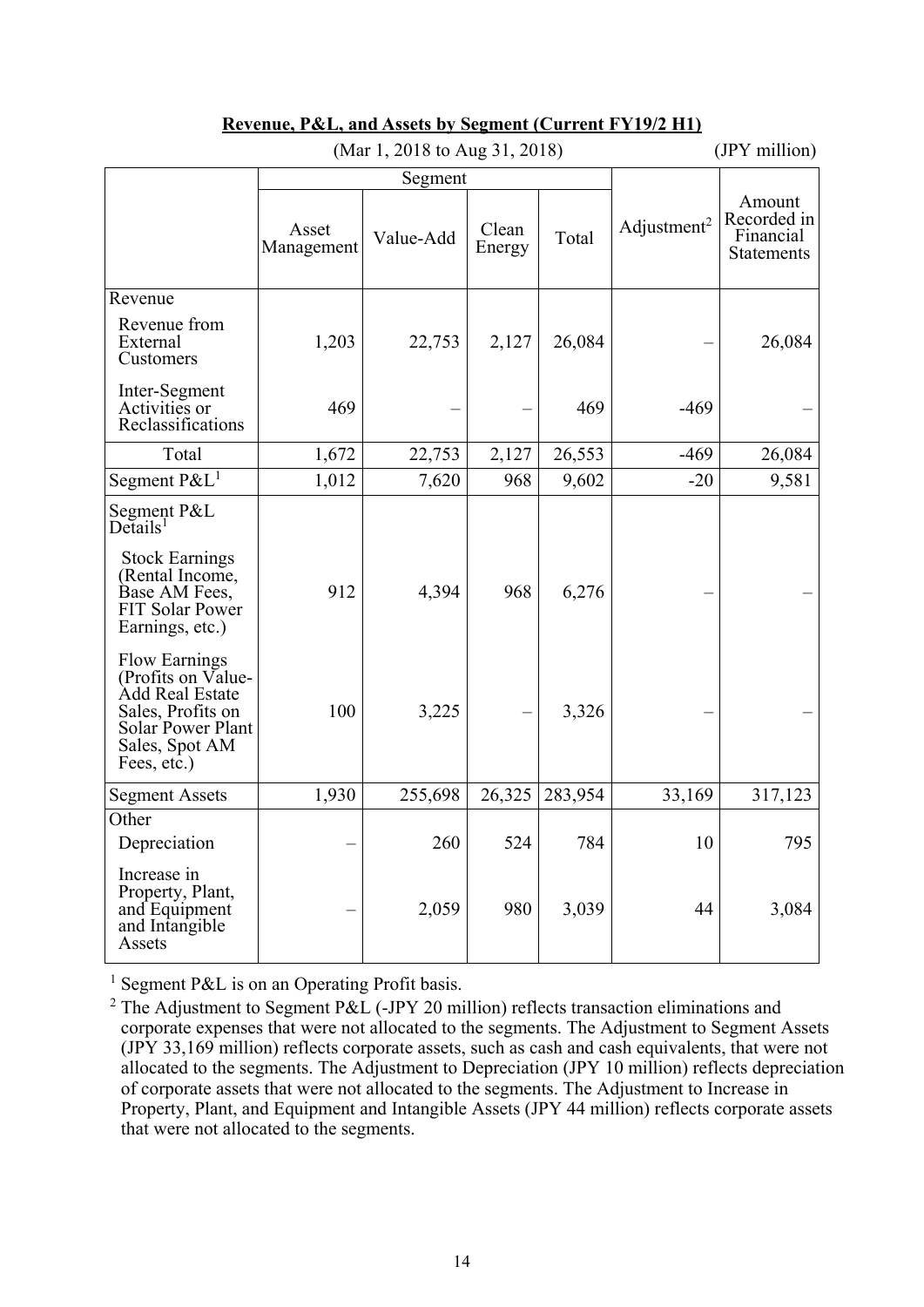**Revenue, P&L, and Assets by Segment (Current FY19/2 H1)**

(Mar 1, 2018 to Aug 31, 2018) (JPY million)

| | Segment | | | | Adjustment[2] | Amount Recorded in Financial Statements |
|---|---|---|---|---|---|---|
| | Asset Management | Value-Add | Clean Energy | Total | | |
| Revenue | | | | | | |
| Revenue from External Customers | 1,203 | 22,753 | 2,127 | 26,084 | – | 26,084 |
| Inter-Segment Activities or Reclassifications | 469 | – | – | 469 | -469 | – |
| Total | 1,672 | 22,753 | 2,127 | 26,553 | -469 | 26,084 |
| Segment P&L[1] | 1,012 | 7,620 | 968 | 9,602 | -20 | 9,581 |
| Segment P&L Details[1] | | | | | | |
| Stock Earnings (Rental Income, Base AM Fees, FIT Solar Power Earnings, etc.) | 912 | 4,394 | 968 | 6,276 | – | – |
| Flow Earnings (Profits on Value-Add Real Estate Sales, Profits on Solar Power Plant Sales, Spot AM Fees, etc.) | 100 | 3,225 | – | 3,326 | – | – |
| Segment Assets | 1,930 | 255,698 | 26,325 | 283,954 | 33,169 | 317,123 |
| Other | | | | | | |
| Depreciation | – | 260 | 524 | 784 | 10 | 795 |
| Increase in Property, Plant, and Equipment and Intangible Assets | – | 2,059 | 980 | 3,039 | 44 | 3,084 |

[1] Segment P&L is on an Operating Profit basis.

[2] The Adjustment to Segment P&L (-JPY 20 million) reflects transaction eliminations and corporate expenses that were not allocated to the segments. The Adjustment to Segment Assets (JPY 33,169 million) reflects corporate assets, such as cash and cash equivalents, that were not allocated to the segments. The Adjustment to Depreciation (JPY 10 million) reflects depreciation of corporate assets that were not allocated to the segments. The Adjustment to Increase in Property, Plant, and Equipment and Intangible Assets (JPY 44 million) reflects corporate assets that were not allocated to the segments.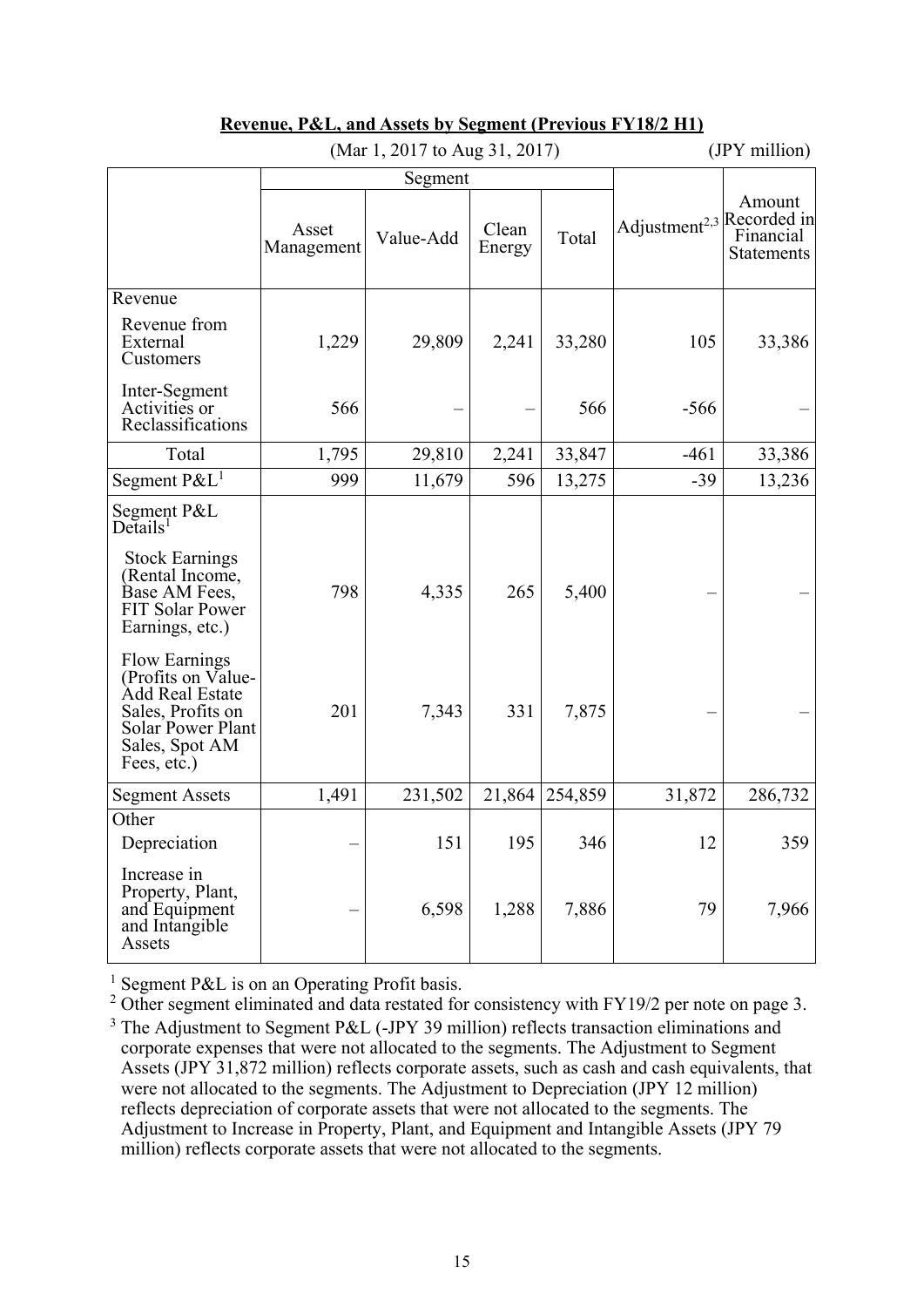**Revenue, P&L, and Assets by Segment (Previous FY18/2 H1)**

(Mar 1, 2017 to Aug 31, 2017) (JPY million)

| | Segment | | | | Adjustment[2,3] | Amount Recorded in Financial Statements |
|---|---|---|---|---|---|---|
| | Asset Management | Value-Add | Clean Energy | Total | | |
| Revenue | | | | | | |
| Revenue from External Customers | 1,229 | 29,809 | 2,241 | 33,280 | 105 | 33,386 |
| Inter-Segment Activities or Reclassifications | 566 | – | – | 566 | -566 | – |
| Total | 1,795 | 29,810 | 2,241 | 33,847 | -461 | 33,386 |
| Segment P&L[1] | 999 | 11,679 | 596 | 13,275 | -39 | 13,236 |
| Segment P&L Details[1] | | | | | | |
| Stock Earnings (Rental Income, Base AM Fees, FIT Solar Power Earnings, etc.) | 798 | 4,335 | 265 | 5,400 | – | – |
| Flow Earnings (Profits on Value-Add Real Estate Sales, Profits on Solar Power Plant Sales, Spot AM Fees, etc.) | 201 | 7,343 | 331 | 7,875 | – | – |
| Segment Assets | 1,491 | 231,502 | 21,864 | 254,859 | 31,872 | 286,732 |
| Other | | | | | | |
| Depreciation | – | 151 | 195 | 346 | 12 | 359 |
| Increase in Property, Plant, and Equipment and Intangible Assets | – | 6,598 | 1,288 | 7,886 | 79 | 7,966 |

[1] Segment P&L is on an Operating Profit basis.

[2] Other segment eliminated and data restated for consistency with FY19/2 per note on page 3.

[3] The Adjustment to Segment P&L (-JPY 39 million) reflects transaction eliminations and corporate expenses that were not allocated to the segments. The Adjustment to Segment Assets (JPY 31,872 million) reflects corporate assets, such as cash and cash equivalents, that were not allocated to the segments. The Adjustment to Depreciation (JPY 12 million) reflects depreciation of corporate assets that were not allocated to the segments. The Adjustment to Increase in Property, Plant, and Equipment and Intangible Assets (JPY 79 million) reflects corporate assets that were not allocated to the segments.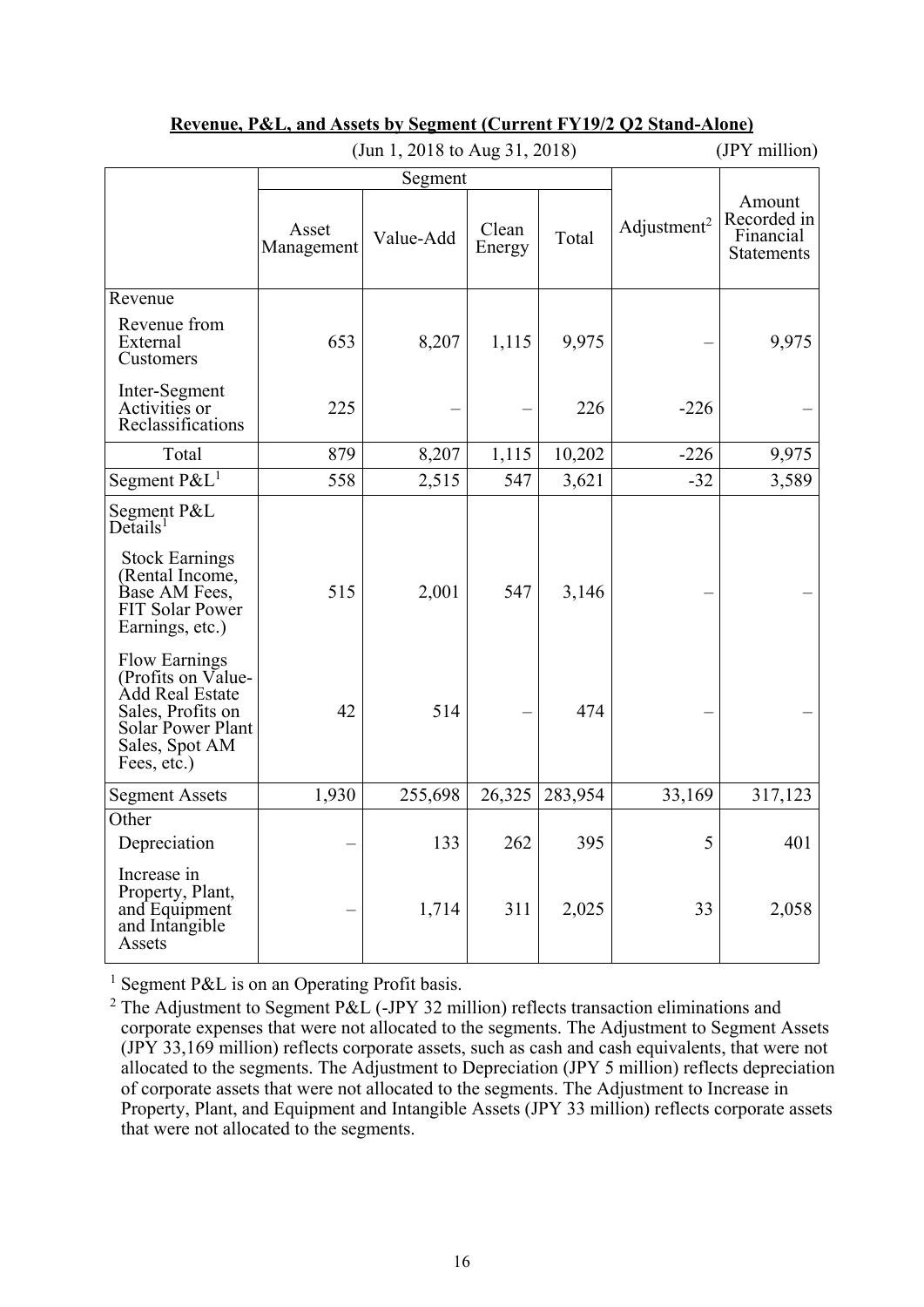**Revenue, P&L, and Assets by Segment (Current FY19/2 Q2 Stand-Alone)**

(Jun 1, 2018 to Aug 31, 2018) (JPY million)

| | Segment | | | | Adjustment[2] | Amount Recorded in Financial Statements |
|---|---|---|---|---|---|---|
| | Asset Management | Value-Add | Clean Energy | Total | | |
| Revenue | | | | | | |
| Revenue from External Customers | 653 | 8,207 | 1,115 | 9,975 | – | 9,975 |
| Inter-Segment Activities or Reclassifications | 225 | – | – | 226 | -226 | – |
| Total | 879 | 8,207 | 1,115 | 10,202 | -226 | 9,975 |
| Segment P&L[1] | 558 | 2,515 | 547 | 3,621 | -32 | 3,589 |
| Segment P&L Details[1] | | | | | | |
| Stock Earnings (Rental Income, Base AM Fees, FIT Solar Power Earnings, etc.) | 515 | 2,001 | 547 | 3,146 | – | – |
| Flow Earnings (Profits on Value-Add Real Estate Sales, Profits on Solar Power Plant Sales, Spot AM Fees, etc.) | 42 | 514 | – | 474 | – | – |
| Segment Assets | 1,930 | 255,698 | 26,325 | 283,954 | 33,169 | 317,123 |
| Other | | | | | | |
| Depreciation | – | 133 | 262 | 395 | 5 | 401 |
| Increase in Property, Plant, and Equipment and Intangible Assets | – | 1,714 | 311 | 2,025 | 33 | 2,058 |

[1] Segment P&L is on an Operating Profit basis.

[2] The Adjustment to Segment P&L (-JPY 32 million) reflects transaction eliminations and corporate expenses that were not allocated to the segments. The Adjustment to Segment Assets (JPY 33,169 million) reflects corporate assets, such as cash and cash equivalents, that were not allocated to the segments. The Adjustment to Depreciation (JPY 5 million) reflects depreciation of corporate assets that were not allocated to the segments. The Adjustment to Increase in Property, Plant, and Equipment and Intangible Assets (JPY 33 million) reflects corporate assets that were not allocated to the segments.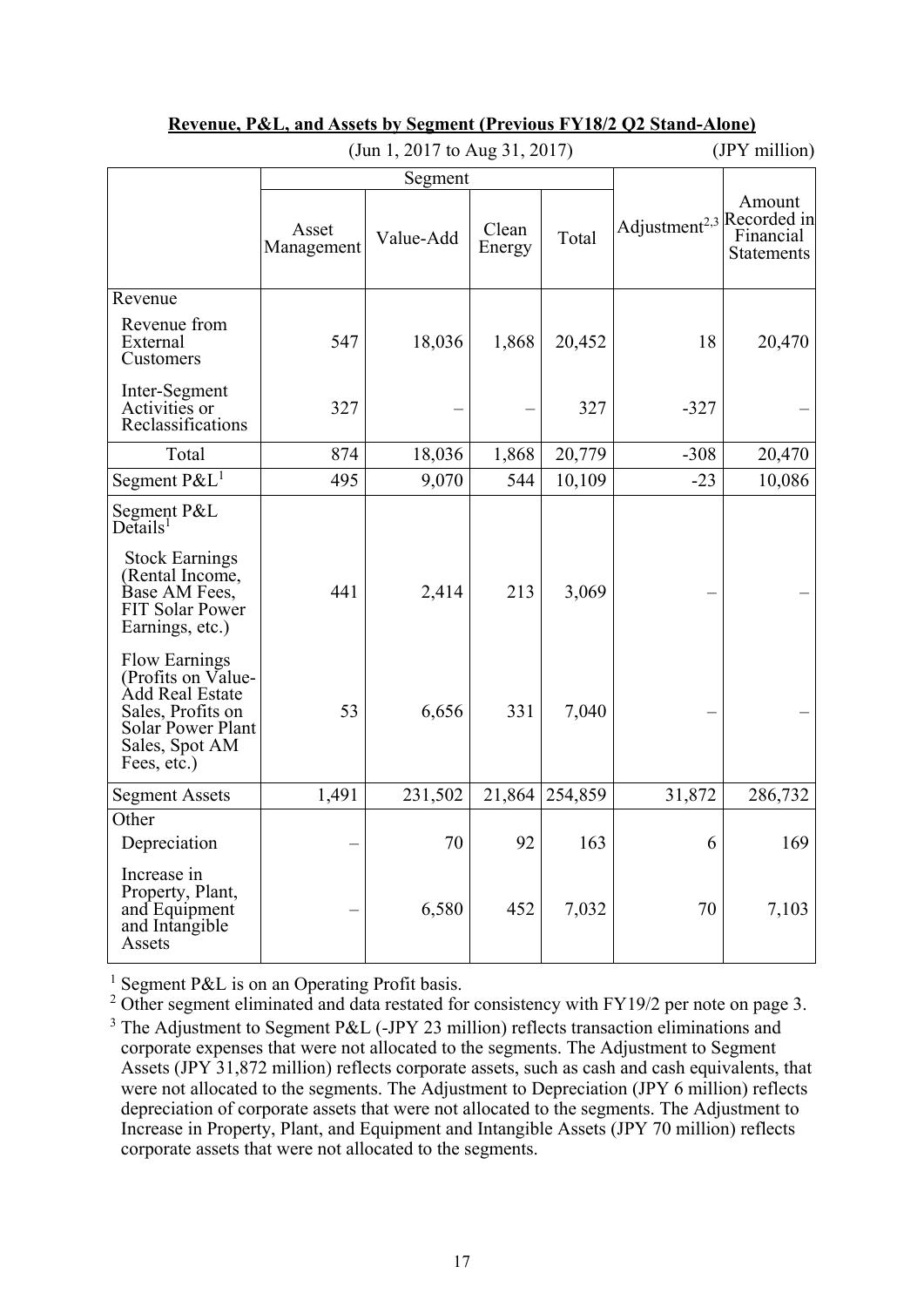**Revenue, P&L, and Assets by Segment (Previous FY18/2 Q2 Stand-Alone)**

(Jun 1, 2017 to Aug 31, 2017) (JPY million)

| | Segment | | | | Adjustment[2,3] | Amount Recorded in Financial Statements |
|---|---|---|---|---|---|---|
| | Asset Management | Value-Add | Clean Energy | Total | | |
| Revenue | | | | | | |
| Revenue from External Customers | 547 | 18,036 | 1,868 | 20,452 | 18 | 20,470 |
| Inter-Segment Activities or Reclassifications | 327 | – | – | 327 | -327 | – |
| Total | 874 | 18,036 | 1,868 | 20,779 | -308 | 20,470 |
| Segment P&L[1] | 495 | 9,070 | 544 | 10,109 | -23 | 10,086 |
| Segment P&L Details[1] | | | | | | |
| Stock Earnings (Rental Income, Base AM Fees, FIT Solar Power Earnings, etc.) | 441 | 2,414 | 213 | 3,069 | – | – |
| Flow Earnings (Profits on Value-Add Real Estate Sales, Profits on Solar Power Plant Sales, Spot AM Fees, etc.) | 53 | 6,656 | 331 | 7,040 | – | – |
| Segment Assets | 1,491 | 231,502 | 21,864 | 254,859 | 31,872 | 286,732 |
| Other | | | | | | |
| Depreciation | – | 70 | 92 | 163 | 6 | 169 |
| Increase in Property, Plant, and Equipment and Intangible Assets | – | 6,580 | 452 | 7,032 | 70 | 7,103 |

[1] Segment P&L is on an Operating Profit basis.

[2] Other segment eliminated and data restated for consistency with FY19/2 per note on page 3.

[3] The Adjustment to Segment P&L (-JPY 23 million) reflects transaction eliminations and corporate expenses that were not allocated to the segments. The Adjustment to Segment Assets (JPY 31,872 million) reflects corporate assets, such as cash and cash equivalents, that were not allocated to the segments. The Adjustment to Depreciation (JPY 6 million) reflects depreciation of corporate assets that were not allocated to the segments. The Adjustment to Increase in Property, Plant, and Equipment and Intangible Assets (JPY 70 million) reflects corporate assets that were not allocated to the segments.